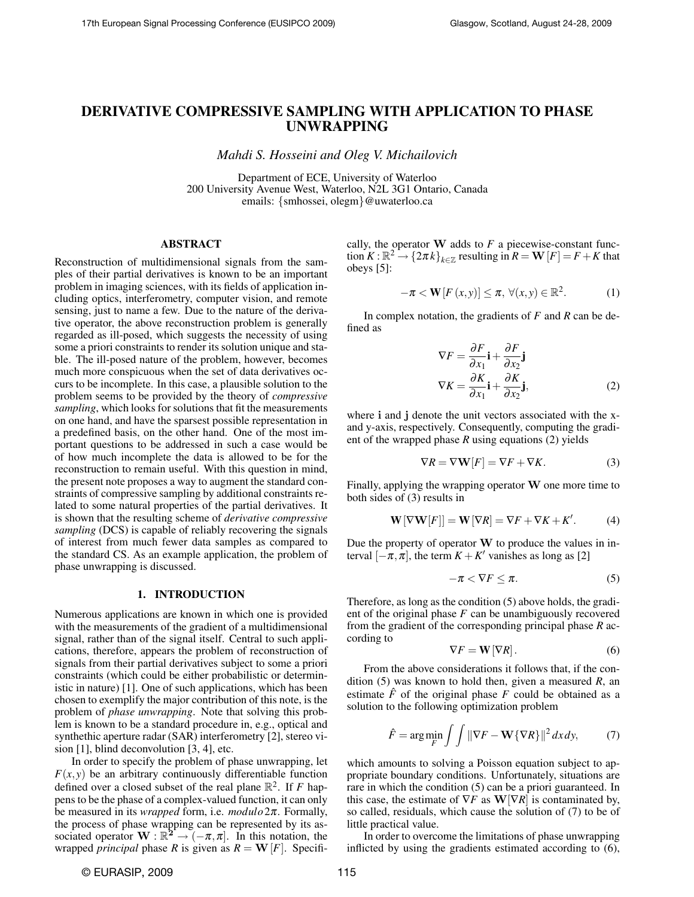# DERIVATIVE COMPRESSIVE SAMPLING WITH APPLICATION TO PHASE UNWRAPPING

*Mahdi S. Hosseini and Oleg V. Michailovich*

Department of ECE, University of Waterloo
200 University Avenue West, Waterloo, N2L 3G1 Ontario, Canada
emails: {smhossei, olegm}@uwaterloo.ca

## ABSTRACT

Reconstruction of multidimensional signals from the samples of their partial derivatives is known to be an important problem in imaging sciences, with its fields of application including optics, interferometry, computer vision, and remote sensing, just to name a few. Due to the nature of the derivative operator, the above reconstruction problem is generally regarded as ill-posed, which suggests the necessity of using some a priori constraints to render its solution unique and stable. The ill-posed nature of the problem, however, becomes much more conspicuous when the set of data derivatives occurs to be incomplete. In this case, a plausible solution to the problem seems to be provided by the theory of *compressive sampling*, which looks for solutions that fit the measurements on one hand, and have the sparsest possible representation in a predefined basis, on the other hand. One of the most important questions to be addressed in such a case would be of how much incomplete the data is allowed to be for the reconstruction to remain useful. With this question in mind, the present note proposes a way to augment the standard constraints of compressive sampling by additional constraints related to some natural properties of the partial derivatives. It is shown that the resulting scheme of *derivative compressive sampling* (DCS) is capable of reliably recovering the signals of interest from much fewer data samples as compared to the standard CS. As an example application, the problem of phase unwrapping is discussed.

## 1. INTRODUCTION

Numerous applications are known in which one is provided with the measurements of the gradient of a multidimensional signal, rather than of the signal itself. Central to such applications, therefore, appears the problem of reconstruction of signals from their partial derivatives subject to some a priori constraints (which could be either probabilistic or deterministic in nature) [1]. One of such applications, which has been chosen to exemplify the major contribution of this note, is the problem of *phase unwrapping*. Note that solving this problem is known to be a standard procedure in, e.g., optical and synthethic aperture radar (SAR) interferometry [2], stereo vision [1], blind deconvolution [3, 4], etc.

In order to specify the problem of phase unwrapping, let $F(x,y)$ be an arbitrary continuously differentiable function defined over a closed subset of the real plane $\mathbb{R}^2$. If $F$ happens to be the phase of a complex-valued function, it can only be measured in its *wrapped* form, i.e. *modulo* $2\pi$. Formally, the process of phase wrapping can be represented by its associated operator $\mathbf{W} : \mathbb{R}^2 \rightarrow (-\pi, \pi]$. In this notation, the wrapped *principal* phase $R$ is given as $R = \mathbf{W}[F]$. Specifically, the operator $\mathbf{W}$ adds to $F$ a piecewise-constant function $K : \mathbb{R}^2 \rightarrow \{2\pi k\}_{k\in\mathbb{Z}}$ resulting in $R = \mathbf{W}[F] = F + K$ that obeys [5]:

$$-\pi < \mathbf{W}[F(x,y)] \leq \pi, \ \forall (x,y) \in \mathbb{R}^2. \tag{1}$$

In complex notation, the gradients of $F$ and $R$ can be defined as

$$\nabla F = \frac{\partial F}{\partial x_1}\mathbf{i} + \frac{\partial F}{\partial x_2}\mathbf{j}$$
$$\nabla K = \frac{\partial K}{\partial x_1}\mathbf{i} + \frac{\partial K}{\partial x_2}\mathbf{j}, \tag{2}$$

where $\mathbf{i}$ and $\mathbf{j}$ denote the unit vectors associated with the x- and y-axis, respectively. Consequently, computing the gradient of the wrapped phase $R$ using equations (2) yields

$$\nabla R = \nabla \mathbf{W}[F] = \nabla F + \nabla K. \tag{3}$$

Finally, applying the wrapping operator $\mathbf{W}$ one more time to both sides of (3) results in

$$\mathbf{W}[\nabla \mathbf{W}[F]] = \mathbf{W}[\nabla R] = \nabla F + \nabla K + K'. \tag{4}$$

Due the property of operator $\mathbf{W}$ to produce the values in interval $[-\pi, \pi]$, the term $K + K'$ vanishes as long as [2]

$$-\pi < \nabla F \leq \pi. \tag{5}$$

Therefore, as long as the condition (5) above holds, the gradient of the original phase $F$ can be unambiguously recovered from the gradient of the corresponding principal phase $R$ according to

$$\nabla F = \mathbf{W}[\nabla R]. \tag{6}$$

From the above considerations it follows that, if the condition (5) was known to hold then, given a measured $R$, an estimate $\hat{F}$ of the original phase $F$ could be obtained as a solution to the following optimization problem

$$\hat{F} = \arg\min_{F} \int\int \|\nabla F - \mathbf{W}\{\nabla R\}\|^2 \, dx\, dy, \tag{7}$$

which amounts to solving a Poisson equation subject to appropriate boundary conditions. Unfortunately, situations are rare in which the condition (5) can be a priori guaranteed. In this case, the estimate of $\nabla F$ as $\mathbf{W}[\nabla R]$ is contaminated by, so called, residuals, which cause the solution of (7) to be of little practical value.

In order to overcome the limitations of phase unwrapping inflicted by using the gradients estimated according to (6),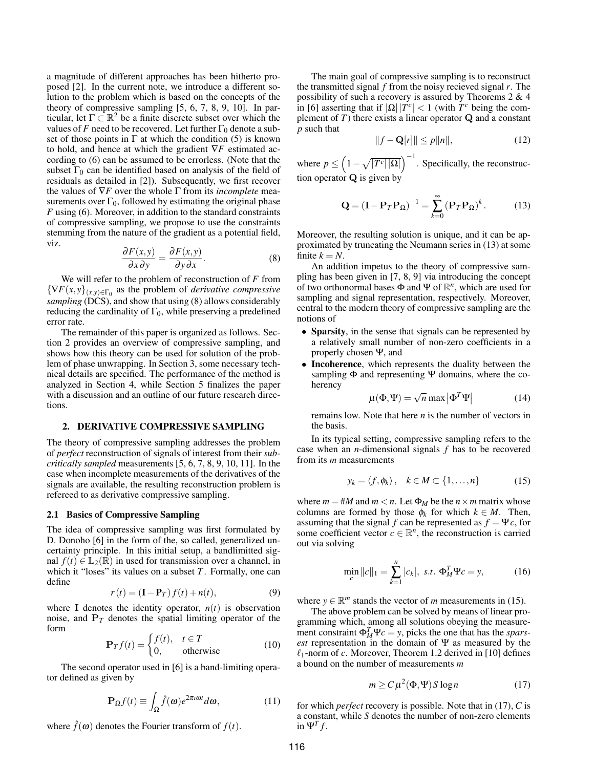a magnitude of different approaches has been hitherto proposed [2]. In the current note, we introduce a different solution to the problem which is based on the concepts of the theory of compressive sampling [5, 6, 7, 8, 9, 10]. In particular, let $\Gamma \subset \mathbb{R}^2$ be a finite discrete subset over which the values of $F$ need to be recovered. Let further $\Gamma_0$ denote a subset of those points in $\Gamma$ at which the condition (5) is known to hold, and hence at which the gradient $\nabla F$ estimated according to (6) can be assumed to be errorless. (Note that the subset $\Gamma_0$ can be identified based on analysis of the field of residuals as detailed in [2]). Subsequently, we first recover the values of $\nabla F$ over the whole $\Gamma$ from its *incomplete* measurements over $\Gamma_0$, followed by estimating the original phase $F$ using (6). Moreover, in addition to the standard constraints of compressive sampling, we propose to use the constraints stemming from the nature of the gradient as a potential field, viz.

$$\frac{\partial F(x,y)}{\partial x \partial y} = \frac{\partial F(x,y)}{\partial y \partial x}. \tag{8}$$

We will refer to the problem of reconstruction of $F$ from $\{\nabla F(x,y)\}_{(x,y)\in\Gamma_0}$ as the problem of *derivative compressive sampling* (DCS), and show that using (8) allows considerably reducing the cardinality of $\Gamma_0$, while preserving a predefined error rate.

The remainder of this paper is organized as follows. Section 2 provides an overview of compressive sampling, and shows how this theory can be used for solution of the problem of phase unwrapping. In Section 3, some necessary technical details are specified. The performance of the method is analyzed in Section 4, while Section 5 finalizes the paper with a discussion and an outline of our future research directions.

## 2. DERIVATIVE COMPRESSIVE SAMPLING

The theory of compressive sampling addresses the problem of *perfect* reconstruction of signals of interest from their *subcritically sampled* measurements [5, 6, 7, 8, 9, 10, 11]. In the case when incomplete measurements of the derivatives of the signals are available, the resulting reconstruction problem is refereed to as derivative compressive sampling.

### 2.1 Basics of Compressive Sampling

The idea of compressive sampling was first formulated by D. Donoho [6] in the form of the, so called, generalized uncertainty principle. In this initial setup, a bandlimitted signal $f(t) \in \mathbb{L}_2(\mathbb{R})$ in used for transmission over a channel, in which it "loses" its values on a subset $T$. Formally, one can define

$$r(t) = (\mathbf{I} - \mathbf{P}_T)\, f(t) + n(t), \tag{9}$$

where $\mathbf{I}$ denotes the identity operator, $n(t)$ is observation noise, and $\mathbf{P}_T$ denotes the spatial limiting operator of the form

$$\mathbf{P}_T f(t) = \begin{cases} f(t), & t \in T \\ 0, & \text{otherwise} \end{cases} \tag{10}$$

The second operator used in [6] is a band-limiting operator defined as given by

$$\mathbf{P}_\Omega f(t) \equiv \int_\Omega \hat{f}(\omega) e^{2\pi \imath \omega t} d\omega, \tag{11}$$

where $\hat{f}(\omega)$ denotes the Fourier transform of $f(t)$.

The main goal of compressive sampling is to reconstruct the transmitted signal $f$ from the noisy recieved signal $r$. The possibility of such a recovery is assured by Theorems 2 & 4 in [6] asserting that if $|\Omega|\,|T^c| < 1$ (with $T^c$ being the complement of $T$) there exists a linear operator $\mathbf{Q}$ and a constant $p$ such that

$$\|f - \mathbf{Q}[r]\| \leq p\|n\|, \tag{12}$$

where $p \leq \left(1 - \sqrt{|T^c|\,|\Omega|}\right)^{-1}$. Specifically, the reconstruction operator $\mathbf{Q}$ is given by

$$\mathbf{Q} = (\mathbf{I} - \mathbf{P}_T \mathbf{P}_\Omega)^{-1} = \sum_{k=0}^{\infty} (\mathbf{P}_T \mathbf{P}_\Omega)^k. \tag{13}$$

Moreover, the resulting solution is unique, and it can be approximated by truncating the Neumann series in (13) at some finite $k = N$.

An addition impetus to the theory of compressive sampling has been given in [7, 8, 9] via introducing the concept of two orthonormal bases $\Phi$ and $\Psi$ of $\mathbb{R}^n$, which are used for sampling and signal representation, respectively. Moreover, central to the modern theory of compressive sampling are the notions of

- **Sparsity**, in the sense that signals can be represented by a relatively small number of non-zero coefficients in a properly chosen $\Psi$, and
- **Incoherence**, which represents the duality between the sampling $\Phi$ and representing $\Psi$ domains, where the coherency

$$\mu(\Phi, \Psi) = \sqrt{n} \max \left|\Phi^T \Psi\right| \tag{14}$$

remains low. Note that here $n$ is the number of vectors in the basis.

In its typical setting, compressive sampling refers to the case when an $n$-dimensional signals $f$ has to be recovered from its $m$ measurements

$$y_k = \langle f, \phi_k \rangle, \quad k \in M \subset \{1, \ldots, n\} \tag{15}$$

where $m = \#M$ and $m < n$. Let $\Phi_M$ be the $n \times m$ matrix whose columns are formed by those $\phi_k$ for which $k \in M$. Then, assuming that the signal $f$ can be represented as $f = \Psi c$, for some coefficient vector $c \in \mathbb{R}^n$, the reconstruction is carried out via solving

$$\min_c \|c\|_1 = \sum_{k=1}^{n} |c_k|, \; s.t. \; \Phi_M^T \Psi c = y, \tag{16}$$

where $y \in \mathbb{R}^m$ stands the vector of $m$ measurements in (15).

The above problem can be solved by means of linear programming which, among all solutions obeying the measurement constraint $\Phi_M^T \Psi c = y$, picks the one that has the *sparsest* representation in the domain of $\Psi$ as measured by the $\ell_1$-norm of $c$. Moreover, Theorem 1.2 derived in [10] defines a bound on the number of measurements $m$

$$m \geq C \mu^2(\Phi, \Psi)\, S \log n \tag{17}$$

for which *perfect* recovery is possible. Note that in (17), $C$ is a constant, while $S$ denotes the number of non-zero elements in $\Psi^T f$.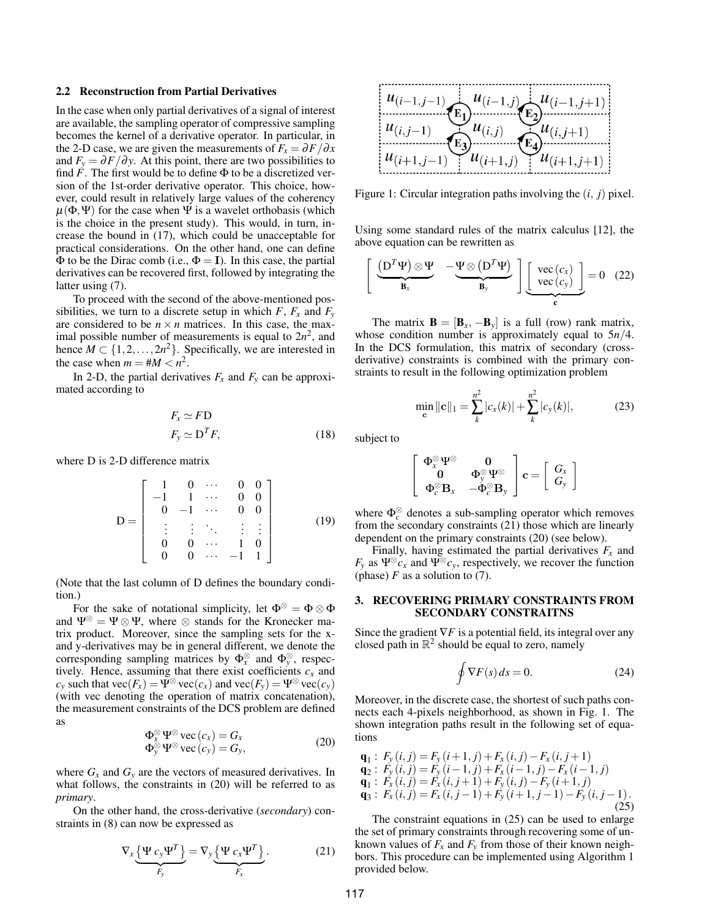### 2.2 Reconstruction from Partial Derivatives

In the case when only partial derivatives of a signal of interest are available, the sampling operator of compressive sampling becomes the kernel of a derivative operator. In particular, in the 2-D case, we are given the measurements of $F_x = \partial F / \partial x$ and $F_y = \partial F / \partial y$. At this point, there are two possibilities to find $F$. The first would be to define $\Phi$ to be a discretized version of the 1st-order derivative operator. This choice, however, could result in relatively large values of the coherency $\mu(\Phi, \Psi)$ for the case when $\Psi$ is a wavelet orthobasis (which is the choice in the present study). This would, in turn, increase the bound in (17), which could be unacceptable for practical considerations. On the other hand, one can define $\Phi$ to be the Dirac comb (i.e., $\Phi = \mathbf{I}$). In this case, the partial derivatives can be recovered first, followed by integrating the latter using (7).

To proceed with the second of the above-mentioned possibilities, we turn to a discrete setup in which $F$, $F_x$ and $F_y$ are considered to be $n \times n$ matrices. In this case, the maximal possible number of measurements is equal to $2n^2$, and hence $M \subset \{1, 2, \ldots, 2n^2\}$. Specifically, we are interested in the case when $m = \# M < n^2$.

In 2-D, the partial derivatives $F_x$ and $F_y$ can be approximated according to

$$
\begin{aligned}
F_x &\simeq F\mathrm{D} \\
F_y &\simeq \mathrm{D}^T F,
\end{aligned}
\tag{18}
$$

where D is 2-D difference matrix

$$
\mathrm{D} = \begin{bmatrix}
1 & 0 & \cdots & 0 & 0 \\
-1 & 1 & \cdots & 0 & 0 \\
0 & -1 & \cdots & 0 & 0 \\
\vdots & \vdots & \ddots & \vdots & \vdots \\
0 & 0 & \cdots & 1 & 0 \\
0 & 0 & \cdots & -1 & 1
\end{bmatrix}
\tag{19}
$$

(Note that the last column of D defines the boundary condition.)

For the sake of notational simplicity, let $\Phi^{\otimes} = \Phi \otimes \Phi$ and $\Psi^{\otimes} = \Psi \otimes \Psi$, where $\otimes$ stands for the Kronecker matrix product. Moreover, since the sampling sets for the x- and y-derivatives may be in general different, we denote the corresponding sampling matrices by $\Phi_x^{\otimes}$ and $\Phi_y^{\otimes}$, respectively. Hence, assuming that there exist coefficients $c_x$ and $c_y$ such that $\mathrm{vec}(F_x) = \Psi^{\otimes}\,\mathrm{vec}(c_x)$ and $\mathrm{vec}(F_y) = \Psi^{\otimes}\,\mathrm{vec}(c_y)$ (with vec denoting the operation of matrix concatenation), the measurement constraints of the DCS problem are defined as

$$
\begin{aligned}
\Phi_x^{\otimes} \Psi^{\otimes}\, \mathrm{vec}(c_x) &= G_x \\
\Phi_y^{\otimes} \Psi^{\otimes}\, \mathrm{vec}(c_y) &= G_y,
\end{aligned}
\tag{20}
$$

where $G_x$ and $G_y$ are the vectors of measured derivatives. In what follows, the constraints in (20) will be referred to as *primary*.

On the other hand, the cross-derivative (*secondary*) constraints in (8) can now be expressed as

$$
\nabla_x \underbrace{\left\{ \Psi\, c_y \Psi^T \right\}}_{F_y} = \nabla_y \underbrace{\left\{ \Psi\, c_x \Psi^T \right\}}_{F_x}.
\tag{21}
$$

Figure 1: Circular integration paths involving the $(i,\ j)$ pixel.

Using some standard rules of the matrix calculus [12], the above equation can be rewritten as

$$
\left[ \underbrace{\left(\mathrm{D}^T \Psi\right) \otimes \Psi}_{\mathbf{B}_x} \quad \underbrace{-\Psi \otimes \left(\mathrm{D}^T \Psi\right)}_{\mathbf{B}_y} \right] \underbrace{\left[ \begin{array}{c} \mathrm{vec}(c_x) \\ \mathrm{vec}(c_y) \end{array} \right]}_{\mathbf{c}} = 0
\tag{22}
$$

The matrix $\mathbf{B} = [\mathbf{B}_x, -\mathbf{B}_y]$ is a full (row) rank matrix, whose condition number is approximately equal to $5n/4$. In the DCS formulation, this matrix of secondary (cross-derivative) constraints is combined with the primary constraints to result in the following optimization problem

$$
\min_{\mathbf{c}} \|\mathbf{c}\|_1 = \sum_k^{n^2} |c_x(k)| + \sum_k^{n^2} |c_y(k)|,
\tag{23}
$$

subject to

$$
\begin{bmatrix}
\Phi_x^{\otimes} \Psi^{\otimes} & \mathbf{0} \\
\mathbf{0} & \Phi_y^{\otimes} \Psi^{\otimes} \\
\Phi_c^{\otimes} \mathbf{B}_x & -\Phi_c^{\otimes} \mathbf{B}_y
\end{bmatrix} \mathbf{c} = \begin{bmatrix} G_x \\ G_y \end{bmatrix}
$$

where $\Phi_c^{\otimes}$ denotes a sub-sampling operator which removes from the secondary constraints (21) those which are linearly dependent on the primary constraints (20) (see below).

Finally, having estimated the partial derivatives $F_x$ and $F_y$ as $\Psi^{\otimes} c_x$ and $\Psi^{\otimes} c_y$, respectively, we recover the function (phase) $F$ as a solution to (7).

## 3. RECOVERING PRIMARY CONSTRAINTS FROM SECONDARY CONSTRAITNS

Since the gradient $\nabla F$ is a potential field, its integral over any closed path in $\mathbb{R}^2$ should be equal to zero, namely

$$
\oint \nabla F(s)\, ds = 0.
\tag{24}
$$

Moreover, in the discrete case, the shortest of such paths connects each 4-pixels neighborhood, as shown in Fig. 1. The shown integration paths result in the following set of equations

$$
\begin{aligned}
\mathbf{q}_1 &: \ F_y(i,j) = F_y(i+1,j) + F_x(i,j) - F_x(i,j+1) \\
\mathbf{q}_2 &: \ F_y(i,j) = F_y(i-1,j) + F_x(i-1,j) - F_x(i-1,j) \\
\mathbf{q}_1 &: \ F_x(i,j) = F_x(i,j+1) + F_y(i,j) - F_y(i+1,j) \\
\mathbf{q}_3 &: \ F_x(i,j) = F_x(i,j-1) + F_y(i+1,j-1) - F_y(i,j-1).
\end{aligned}
\tag{25}
$$

The constraint equations in (25) can be used to enlarge the set of primary constraints through recovering some of unknown values of $F_x$ and $F_y$ from those of their known neighbors. This procedure can be implemented using Algorithm 1 provided below.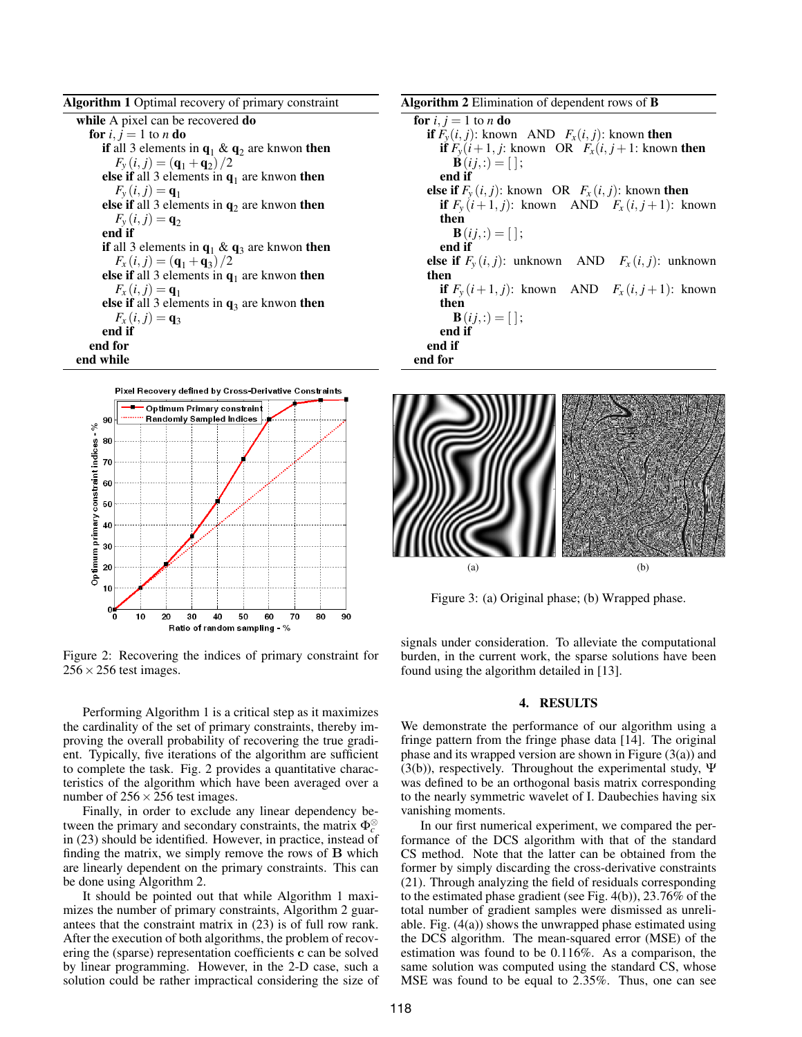**Algorithm 1** Optimal recovery of primary constraint

```
while A pixel can be recovered do
  for i, j = 1 to n do
    if all 3 elements in q1 & q2 are knwon then
      Fy(i, j) = (q1 + q2)/2
    else if all 3 elements in q1 are knwon then
      Fy(i, j) = q1
    else if all 3 elements in q2 are knwon then
      Fy(i, j) = q2
    end if
    if all 3 elements in q1 & q3 are knwon then
      Fx(i, j) = (q1 + q3)/2
    else if all 3 elements in q1 are knwon then
      Fx(i, j) = q1
    else if all 3 elements in q3 are knwon then
      Fx(i, j) = q3
    end if
  end for
end while
```

**Algorithm 2** Elimination of dependent rows of $\mathbf{B}$

```
for i, j = 1 to n do
  if Fy(i, j): known AND Fx(i, j): known then
    if Fy(i+1, j: known OR Fx(i, j+1: known then
      B(ij,:) = [];
    end if
  else if Fy(i, j): known OR Fx(i, j): known then
    if Fy(i+1, j): known AND Fx(i, j+1): known
    then
      B(ij,:) = [];
    end if
  else if Fy(i, j): unknown AND Fx(i, j): unknown
  then
    if Fy(i+1, j): known AND Fx(i, j+1): known
    then
      B(ij,:) = [];
    end if
  end if
end for
```

Figure 2: Recovering the indices of primary constraint for $256 \times 256$ test images.

Figure 3: (a) Original phase; (b) Wrapped phase.

Performing Algorithm 1 is a critical step as it maximizes the cardinality of the set of primary constraints, thereby improving the overall probability of recovering the true gradient. Typically, five iterations of the algorithm are sufficient to complete the task. Fig. 2 provides a quantitative characteristics of the algorithm which have been averaged over a number of $256 \times 256$ test images.

Finally, in order to exclude any linear dependency between the primary and secondary constraints, the matrix $\Phi_c^{\otimes}$ in (23) should be identified. However, in practice, instead of finding the matrix, we simply remove the rows of $\mathbf{B}$ which are linearly dependent on the primary constraints. This can be done using Algorithm 2.

It should be pointed out that while Algorithm 1 maximizes the number of primary constraints, Algorithm 2 guarantees that the constraint matrix in (23) is of full row rank. After the execution of both algorithms, the problem of recovering the (sparse) representation coefficients $\mathbf{c}$ can be solved by linear programming. However, in the 2-D case, such a solution could be rather impractical considering the size of signals under consideration. To alleviate the computational burden, in the current work, the sparse solutions have been found using the algorithm detailed in [13].

## 4. RESULTS

We demonstrate the performance of our algorithm using a fringe pattern from the fringe phase data [14]. The original phase and its wrapped version are shown in Figure (3(a)) and (3(b)), respectively. Throughout the experimental study, $\Psi$ was defined to be an orthogonal basis matrix corresponding to the nearly symmetric wavelet of I. Daubechies having six vanishing moments.

In our first numerical experiment, we compared the performance of the DCS algorithm with that of the standard CS method. Note that the latter can be obtained from the former by simply discarding the cross-derivative constraints (21). Through analyzing the field of residuals corresponding to the estimated phase gradient (see Fig. 4(b)), 23.76% of the total number of gradient samples were dismissed as unreliable. Fig. (4(a)) shows the unwrapped phase estimated using the DCS algorithm. The mean-squared error (MSE) of the estimation was found to be 0.116%. As a comparison, the same solution was computed using the standard CS, whose MSE was found to be equal to 2.35%. Thus, one can see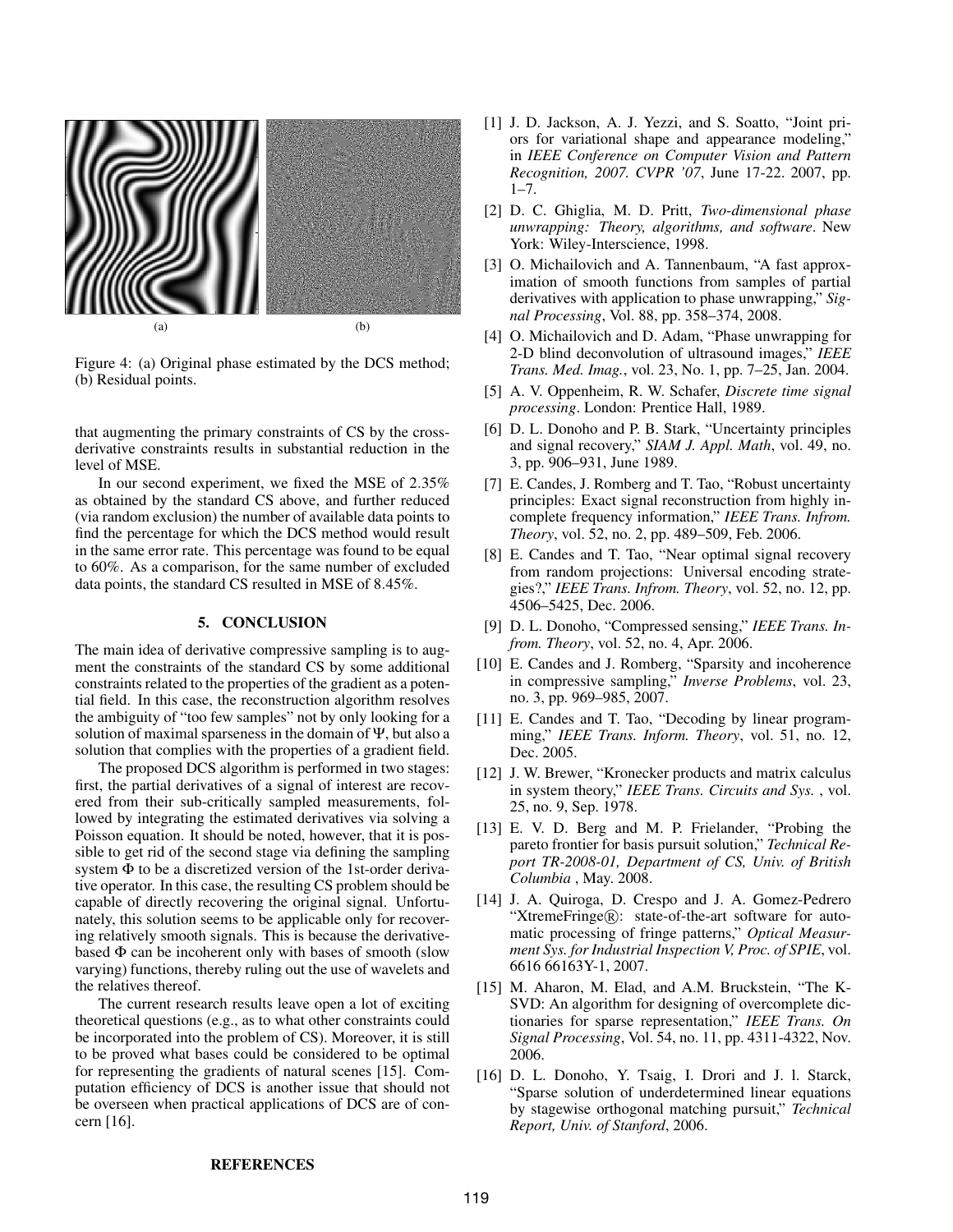(a) (b)

Figure 4: (a) Original phase estimated by the DCS method; (b) Residual points.

that augmenting the primary constraints of CS by the cross-derivative constraints results in substantial reduction in the level of MSE.

In our second experiment, we fixed the MSE of 2.35% as obtained by the standard CS above, and further reduced (via random exclusion) the number of available data points to find the percentage for which the DCS method would result in the same error rate. This percentage was found to be equal to 60%. As a comparison, for the same number of excluded data points, the standard CS resulted in MSE of 8.45%.

## 5. CONCLUSION

The main idea of derivative compressive sampling is to augment the constraints of the standard CS by some additional constraints related to the properties of the gradient as a potential field. In this case, the reconstruction algorithm resolves the ambiguity of "too few samples" not by only looking for a solution of maximal sparseness in the domain of $\Psi$, but also a solution that complies with the properties of a gradient field.

The proposed DCS algorithm is performed in two stages: first, the partial derivatives of a signal of interest are recovered from their sub-critically sampled measurements, followed by integrating the estimated derivatives via solving a Poisson equation. It should be noted, however, that it is possible to get rid of the second stage via defining the sampling system $\Phi$ to be a discretized version of the 1st-order derivative operator. In this case, the resulting CS problem should be capable of directly recovering the original signal. Unfortunately, this solution seems to be applicable only for recovering relatively smooth signals. This is because the derivative-based $\Phi$ can be incoherent only with bases of smooth (slow varying) functions, thereby ruling out the use of wavelets and the relatives thereof.

The current research results leave open a lot of exciting theoretical questions (e.g., as to what other constraints could be incorporated into the problem of CS). Moreover, it is still to be proved what bases could be considered to be optimal for representing the gradients of natural scenes [15]. Computation efficiency of DCS is another issue that should not be overseen when practical applications of DCS are of concern [16].

## REFERENCES

[1] J. D. Jackson, A. J. Yezzi, and S. Soatto, "Joint priors for variational shape and appearance modeling," in *IEEE Conference on Computer Vision and Pattern Recognition, 2007. CVPR '07*, June 17-22. 2007, pp. 1–7.

[2] D. C. Ghiglia, M. D. Pritt, *Two-dimensional phase unwrapping: Theory, algorithms, and software*. New York: Wiley-Interscience, 1998.

[3] O. Michailovich and A. Tannenbaum, "A fast approximation of smooth functions from samples of partial derivatives with application to phase unwrapping," *Signal Processing*, Vol. 88, pp. 358–374, 2008.

[4] O. Michailovich and D. Adam, "Phase unwrapping for 2-D blind deconvolution of ultrasound images," *IEEE Trans. Med. Imag.*, vol. 23, No. 1, pp. 7–25, Jan. 2004.

[5] A. V. Oppenheim, R. W. Schafer, *Discrete time signal processing*. London: Prentice Hall, 1989.

[6] D. L. Donoho and P. B. Stark, "Uncertainty principles and signal recovery," *SIAM J. Appl. Math*, vol. 49, no. 3, pp. 906–931, June 1989.

[7] E. Candes, J. Romberg and T. Tao, "Robust uncertainty principles: Exact signal reconstruction from highly incomplete frequency information," *IEEE Trans. Infrom. Theory*, vol. 52, no. 2, pp. 489–509, Feb. 2006.

[8] E. Candes and T. Tao, "Near optimal signal recovery from random projections: Universal encoding strategies?," *IEEE Trans. Infrom. Theory*, vol. 52, no. 12, pp. 4506–5425, Dec. 2006.

[9] D. L. Donoho, "Compressed sensing," *IEEE Trans. Infrom. Theory*, vol. 52, no. 4, Apr. 2006.

[10] E. Candes and J. Romberg, "Sparsity and incoherence in compressive sampling," *Inverse Problems*, vol. 23, no. 3, pp. 969–985, 2007.

[11] E. Candes and T. Tao, "Decoding by linear programming," *IEEE Trans. Inform. Theory*, vol. 51, no. 12, Dec. 2005.

[12] J. W. Brewer, "Kronecker products and matrix calculus in system theory," *IEEE Trans. Circuits and Sys.* , vol. 25, no. 9, Sep. 1978.

[13] E. V. D. Berg and M. P. Frielander, "Probing the pareto frontier for basis pursuit solution," *Technical Report TR-2008-01, Department of CS, Univ. of British Columbia* , May. 2008.

[14] J. A. Quiroga, D. Crespo and J. A. Gomez-Pedrero "XtremeFringe®: state-of-the-art software for automatic processing of fringe patterns," *Optical Measurment Sys. for Industrial Inspection V, Proc. of SPIE*, vol. 6616 66163Y-1, 2007.

[15] M. Aharon, M. Elad, and A.M. Bruckstein, "The K-SVD: An algorithm for designing of overcomplete dictionaries for sparse representation," *IEEE Trans. On Signal Processing*, Vol. 54, no. 11, pp. 4311-4322, Nov. 2006.

[16] D. L. Donoho, Y. Tsaig, I. Drori and J. l. Starck, "Sparse solution of underdetermined linear equations by stagewise orthogonal matching pursuit," *Technical Report, Univ. of Stanford*, 2006.